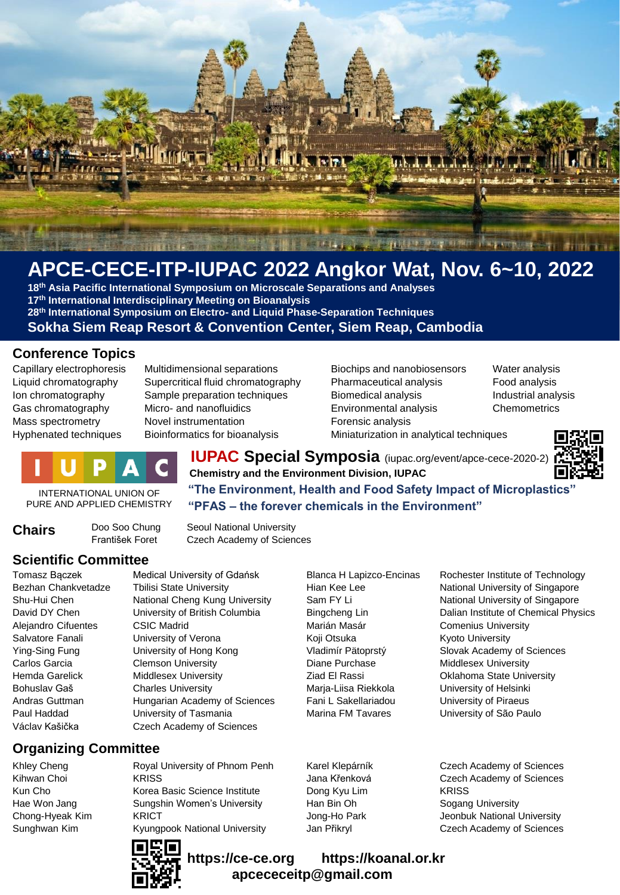# APCE-CECE-ITP-IUPAC 2022 Angkor Wat, Nov. 6~10, 2022

**18th Asia Pacific International Symposium on Microscale Separations and Analyses**
**17th International Interdisciplinary Meeting on Bioanalysis**
**28th International Symposium on Electro- and Liquid Phase-Separation Techniques**

**Sokha Siem Reap Resort & Convention Center, Siem Reap, Cambodia**

## Conference Topics

- Capillary electrophoresis
- Liquid chromatography
- Ion chromatography
- Gas chromatography
- Mass spectrometry
- Hyphenated techniques
- Multidimensional separations
- Supercritical fluid chromatography
- Sample preparation techniques
- Micro- and nanofluidics
- Novel instrumentation
- Bioinformatics for bioanalysis
- Biochips and nanobiosensors
- Pharmaceutical analysis
- Biomedical analysis
- Environmental analysis
- Forensic analysis
- Miniaturization in analytical techniques
- Water analysis
- Food analysis
- Industrial analysis
- Chemometrics

IUPAC

INTERNATIONAL UNION OF PURE AND APPLIED CHEMISTRY

## IUPAC Special Symposia (iupac.org/event/apce-cece-2020-2)

**Chemistry and the Environment Division, IUPAC**

**"The Environment, Health and Food Safety Impact of Microplastics"**

**"PFAS – the forever chemicals in the Environment"**

## Chairs

| | |
|---|---|
| Doo Soo Chung | Seoul National University |
| František Foret | Czech Academy of Sciences |

## Scientific Committee

| | |
|---|---|
| Tomasz Bączek | Medical University of Gdańsk |
| Bezhan Chankvetadze | Tbilisi State University |
| Shu-Hui Chen | National Cheng Kung University |
| David DY Chen | University of British Columbia |
| Alejandro Cifuentes | CSIC Madrid |
| Salvatore Fanali | University of Verona |
| Ying-Sing Fung | University of Hong Kong |
| Carlos Garcia | Clemson University |
| Hemda Garelick | Middlesex University |
| Bohuslav Gaš | Charles University |
| Andras Guttman | Hungarian Academy of Sciences |
| Paul Haddad | University of Tasmania |
| Václav Kašička | Czech Academy of Sciences |
| Blanca H Lapizco-Encinas | Rochester Institute of Technology |
| Hian Kee Lee | National University of Singapore |
| Sam FY Li | National University of Singapore |
| Bingcheng Lin | Dalian Institute of Chemical Physics |
| Marián Masár | Comenius University |
| Koji Otsuka | Kyoto University |
| Vladimír Pätoprstý | Slovak Academy of Sciences |
| Diane Purchase | Middlesex University |
| Ziad El Rassi | Oklahoma State University |
| Marja-Liisa Riekkola | University of Helsinki |
| Fani L Sakellariadou | University of Piraeus |
| Marina FM Tavares | University of São Paulo |

## Organizing Committee

| | |
|---|---|
| Khley Cheng | Royal University of Phnom Penh |
| Kihwan Choi | KRISS |
| Kun Cho | Korea Basic Science Institute |
| Hae Won Jang | Sungshin Women's University |
| Chong-Hyeak Kim | KRICT |
| Sunghwan Kim | Kyungpook National University |
| Karel Klepárník | Czech Academy of Sciences |
| Jana Křenková | Czech Academy of Sciences |
| Dong Kyu Lim | KRISS |
| Han Bin Oh | Sogang University |
| Jong-Ho Park | Jeonbuk National University |
| Jan Přikryl | Czech Academy of Sciences |

**https://ce-ce.org** **https://koanal.or.kr**

**apcececeitp@gmail.com**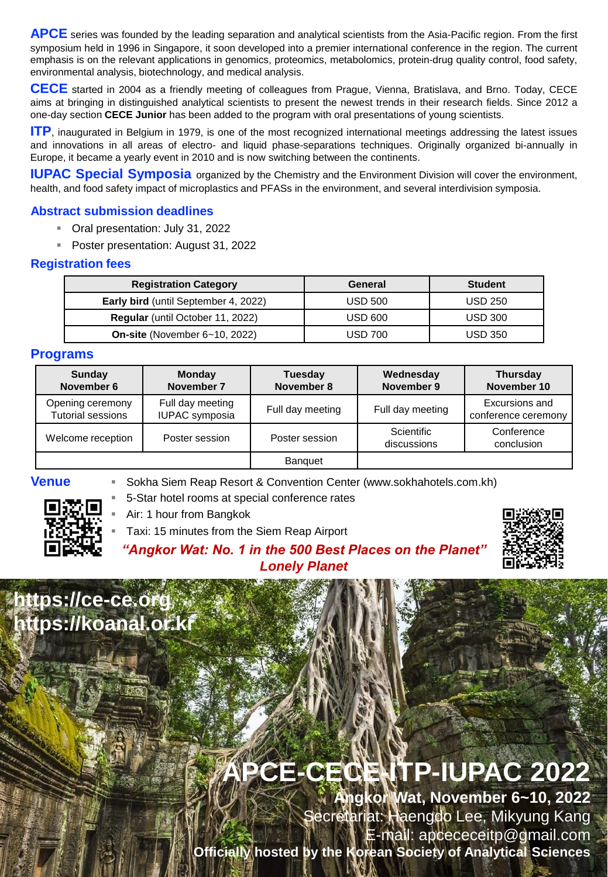**APCE** series was founded by the leading separation and analytical scientists from the Asia-Pacific region. From the first symposium held in 1996 in Singapore, it soon developed into a premier international conference in the region. The current emphasis is on the relevant applications in genomics, proteomics, metabolomics, protein-drug quality control, food safety, environmental analysis, biotechnology, and medical analysis.

**CECE** started in 2004 as a friendly meeting of colleagues from Prague, Vienna, Bratislava, and Brno. Today, CECE aims at bringing in distinguished analytical scientists to present the newest trends in their research fields. Since 2012 a one-day section **CECE Junior** has been added to the program with oral presentations of young scientists.

**ITP**, inaugurated in Belgium in 1979, is one of the most recognized international meetings addressing the latest issues and innovations in all areas of electro- and liquid phase-separations techniques. Originally organized bi-annually in Europe, it became a yearly event in 2010 and is now switching between the continents.

**IUPAC Special Symposia** organized by the Chemistry and the Environment Division will cover the environment, health, and food safety impact of microplastics and PFASs in the environment, and several interdivision symposia.

## Abstract submission deadlines

- Oral presentation: July 31, 2022
- Poster presentation: August 31, 2022

## Registration fees

| Registration Category | General | Student |
|---|---|---|
| **Early bird** (until September 4, 2022) | USD 500 | USD 250 |
| **Regular** (until October 11, 2022) | USD 600 | USD 300 |
| **On-site** (November 6~10, 2022) | USD 700 | USD 350 |

## Programs

| Sunday November 6 | Monday November 7 | Tuesday November 8 | Wednesday November 9 | Thursday November 10 |
|---|---|---|---|---|
| Opening ceremony Tutorial sessions | Full day meeting IUPAC symposia | Full day meeting | Full day meeting | Excursions and conference ceremony |
| Welcome reception | Poster session | Poster session | Scientific discussions | Conference conclusion |
| | | Banquet | | |

## Venue

- Sokha Siem Reap Resort & Convention Center (www.sokhahotels.com.kh)
- 5-Star hotel rooms at special conference rates
- Air: 1 hour from Bangkok
- Taxi: 15 minutes from the Siem Reap Airport

*"Angkor Wat: No. 1 in the 500 Best Places on the Planet"*
*Lonely Planet*

**https://ce-ce.org**
**https://koanal.or.kr**

# APCE-CECE-ITP-IUPAC 2022

**Angkor Wat, November 6~10, 2022**

Secretariat: Haengdo Lee, Mikyung Kang

E-mail: apcececeitp@gmail.com

**Officially hosted by the Korean Society of Analytical Sciences**